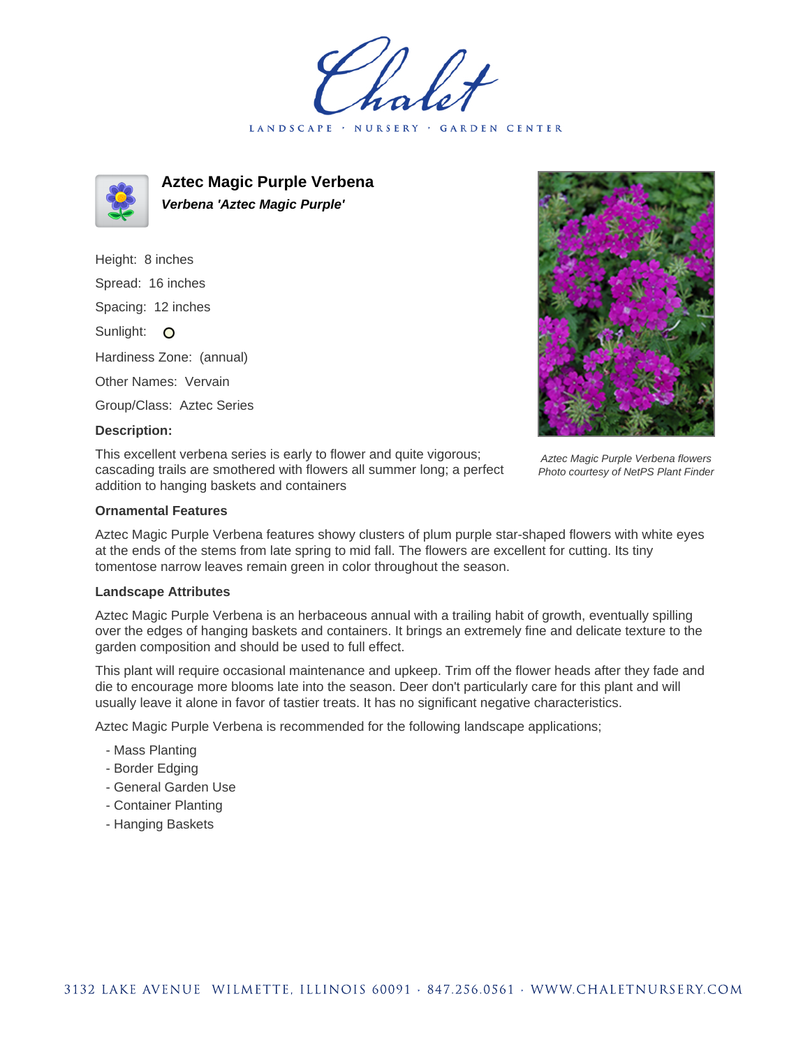# Chalet

LANDSCAPE · NURSERY · GARDEN CENTER

## Aztec Magic Purple Verbena

***Verbena 'Aztec Magic Purple'***

Height: 8 inches

Spread: 16 inches

Spacing: 12 inches

Sunlight: O

Hardiness Zone: (annual)

Other Names: Vervain

Group/Class: Aztec Series

### Description:

This excellent verbena series is early to flower and quite vigorous; cascading trails are smothered with flowers all summer long; a perfect addition to hanging baskets and containers

*Aztec Magic Purple Verbena flowers*
*Photo courtesy of NetPS Plant Finder*

### Ornamental Features

Aztec Magic Purple Verbena features showy clusters of plum purple star-shaped flowers with white eyes at the ends of the stems from late spring to mid fall. The flowers are excellent for cutting. Its tiny tomentose narrow leaves remain green in color throughout the season.

### Landscape Attributes

Aztec Magic Purple Verbena is an herbaceous annual with a trailing habit of growth, eventually spilling over the edges of hanging baskets and containers. It brings an extremely fine and delicate texture to the garden composition and should be used to full effect.

This plant will require occasional maintenance and upkeep. Trim off the flower heads after they fade and die to encourage more blooms late into the season. Deer don't particularly care for this plant and will usually leave it alone in favor of tastier treats. It has no significant negative characteristics.

Aztec Magic Purple Verbena is recommended for the following landscape applications;

- Mass Planting
- Border Edging
- General Garden Use
- Container Planting
- Hanging Baskets

3132 LAKE AVENUE WILMETTE, ILLINOIS 60091 · 847.256.0561 · WWW.CHALETNURSERY.COM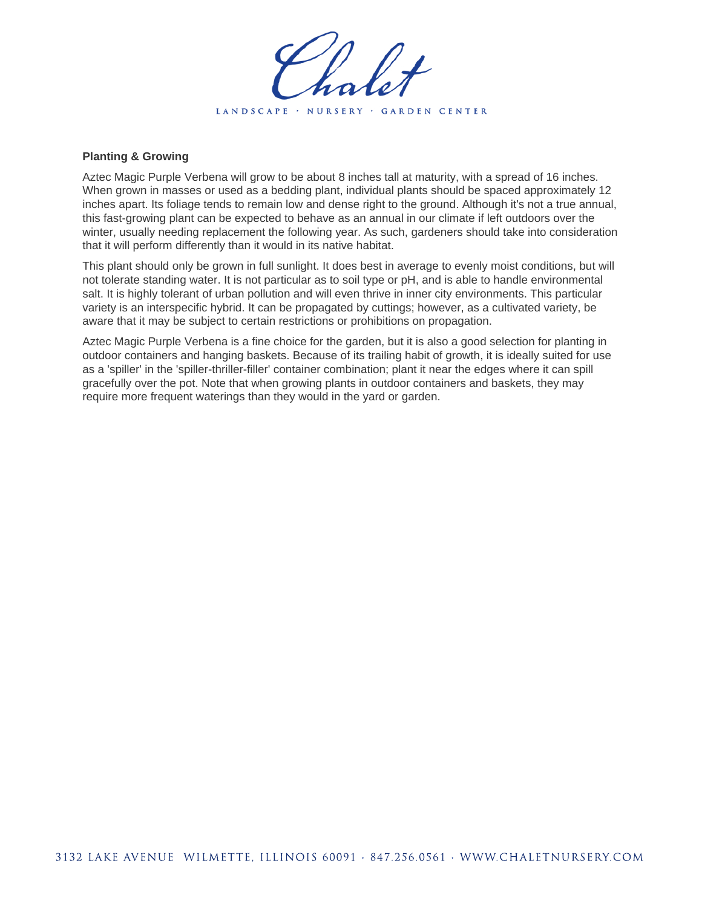**Planting & Growing**

Aztec Magic Purple Verbena will grow to be about 8 inches tall at maturity, with a spread of 16 inches. When grown in masses or used as a bedding plant, individual plants should be spaced approximately 12 inches apart. Its foliage tends to remain low and dense right to the ground. Although it's not a true annual, this fast-growing plant can be expected to behave as an annual in our climate if left outdoors over the winter, usually needing replacement the following year. As such, gardeners should take into consideration that it will perform differently than it would in its native habitat.

This plant should only be grown in full sunlight. It does best in average to evenly moist conditions, but will not tolerate standing water. It is not particular as to soil type or pH, and is able to handle environmental salt. It is highly tolerant of urban pollution and will even thrive in inner city environments. This particular variety is an interspecific hybrid. It can be propagated by cuttings; however, as a cultivated variety, be aware that it may be subject to certain restrictions or prohibitions on propagation.

Aztec Magic Purple Verbena is a fine choice for the garden, but it is also a good selection for planting in outdoor containers and hanging baskets. Because of its trailing habit of growth, it is ideally suited for use as a 'spiller' in the 'spiller-thriller-filler' container combination; plant it near the edges where it can spill gracefully over the pot. Note that when growing plants in outdoor containers and baskets, they may require more frequent waterings than they would in the yard or garden.